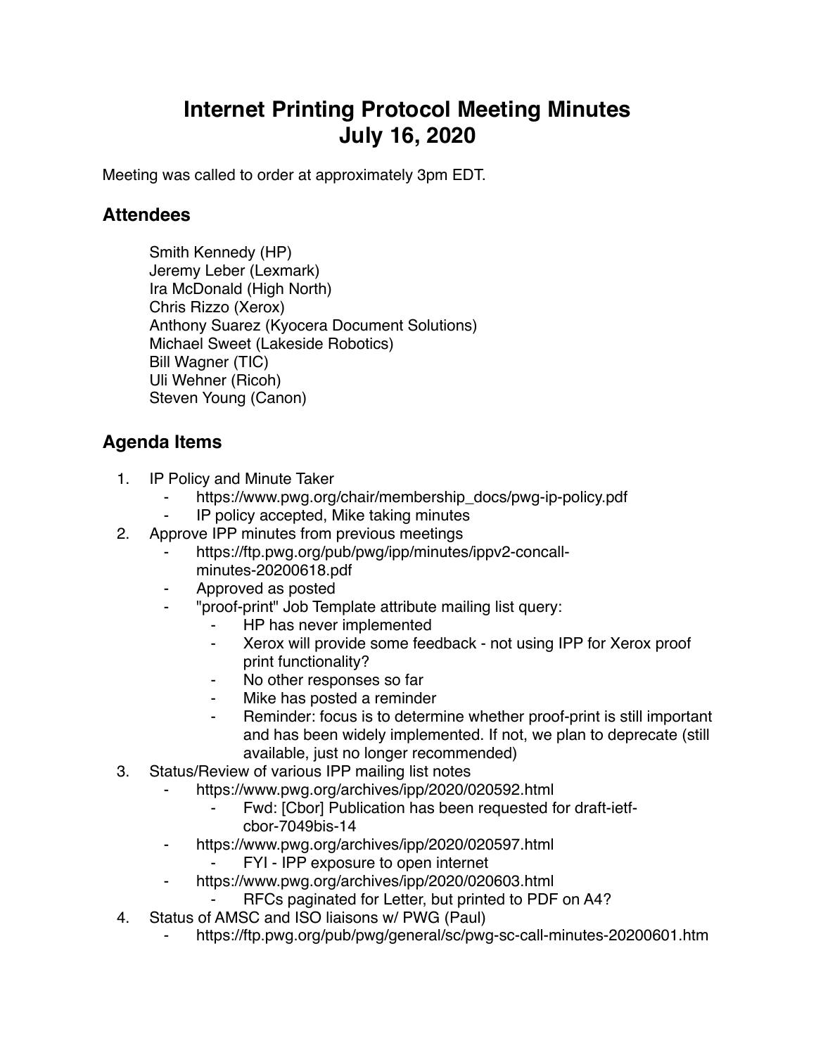# Internet Printing Protocol Meeting Minutes
# July 16, 2020

Meeting was called to order at approximately 3pm EDT.

## Attendees

Smith Kennedy (HP)
Jeremy Leber (Lexmark)
Ira McDonald (High North)
Chris Rizzo (Xerox)
Anthony Suarez (Kyocera Document Solutions)
Michael Sweet (Lakeside Robotics)
Bill Wagner (TIC)
Uli Wehner (Ricoh)
Steven Young (Canon)

## Agenda Items

1. IP Policy and Minute Taker
    - https://www.pwg.org/chair/membership_docs/pwg-ip-policy.pdf
    - IP policy accepted, Mike taking minutes
2. Approve IPP minutes from previous meetings
    - https://ftp.pwg.org/pub/pwg/ipp/minutes/ippv2-concall-minutes-20200618.pdf
    - Approved as posted
    - "proof-print" Job Template attribute mailing list query:
        - HP has never implemented
        - Xerox will provide some feedback - not using IPP for Xerox proof print functionality?
        - No other responses so far
        - Mike has posted a reminder
        - Reminder: focus is to determine whether proof-print is still important and has been widely implemented. If not, we plan to deprecate (still available, just no longer recommended)
3. Status/Review of various IPP mailing list notes
    - https://www.pwg.org/archives/ipp/2020/020592.html
        - Fwd: [Cbor] Publication has been requested for draft-ietf-cbor-7049bis-14
    - https://www.pwg.org/archives/ipp/2020/020597.html
        - FYI - IPP exposure to open internet
    - https://www.pwg.org/archives/ipp/2020/020603.html
        - RFCs paginated for Letter, but printed to PDF on A4?
4. Status of AMSC and ISO liaisons w/ PWG (Paul)
    - https://ftp.pwg.org/pub/pwg/general/sc/pwg-sc-call-minutes-20200601.htm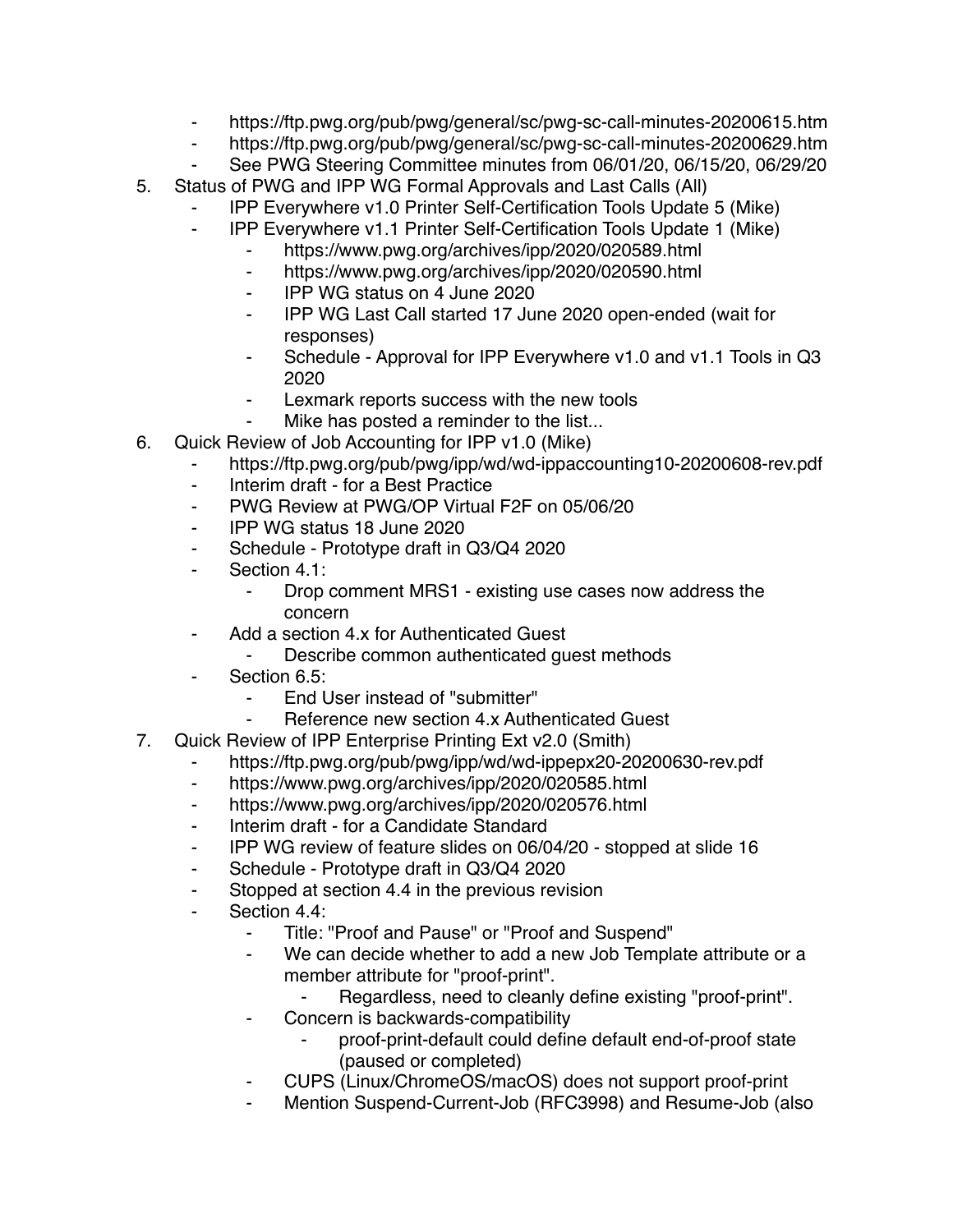- https://ftp.pwg.org/pub/pwg/general/sc/pwg-sc-call-minutes-20200615.htm
    - https://ftp.pwg.org/pub/pwg/general/sc/pwg-sc-call-minutes-20200629.htm
    - See PWG Steering Committee minutes from 06/01/20, 06/15/20, 06/29/20
5. Status of PWG and IPP WG Formal Approvals and Last Calls (All)
    - IPP Everywhere v1.0 Printer Self-Certification Tools Update 5 (Mike)
    - IPP Everywhere v1.1 Printer Self-Certification Tools Update 1 (Mike)
        - https://www.pwg.org/archives/ipp/2020/020589.html
        - https://www.pwg.org/archives/ipp/2020/020590.html
        - IPP WG status on 4 June 2020
        - IPP WG Last Call started 17 June 2020 open-ended (wait for responses)
        - Schedule - Approval for IPP Everywhere v1.0 and v1.1 Tools in Q3 2020
        - Lexmark reports success with the new tools
        - Mike has posted a reminder to the list...
6. Quick Review of Job Accounting for IPP v1.0 (Mike)
    - https://ftp.pwg.org/pub/pwg/ipp/wd/wd-ippaccounting10-20200608-rev.pdf
    - Interim draft - for a Best Practice
    - PWG Review at PWG/OP Virtual F2F on 05/06/20
    - IPP WG status 18 June 2020
    - Schedule - Prototype draft in Q3/Q4 2020
    - Section 4.1:
        - Drop comment MRS1 - existing use cases now address the concern
    - Add a section 4.x for Authenticated Guest
        - Describe common authenticated guest methods
    - Section 6.5:
        - End User instead of "submitter"
        - Reference new section 4.x Authenticated Guest
7. Quick Review of IPP Enterprise Printing Ext v2.0 (Smith)
    - https://ftp.pwg.org/pub/pwg/ipp/wd/wd-ippepx20-20200630-rev.pdf
    - https://www.pwg.org/archives/ipp/2020/020585.html
    - https://www.pwg.org/archives/ipp/2020/020576.html
    - Interim draft - for a Candidate Standard
    - IPP WG review of feature slides on 06/04/20 - stopped at slide 16
    - Schedule - Prototype draft in Q3/Q4 2020
    - Stopped at section 4.4 in the previous revision
    - Section 4.4:
        - Title: "Proof and Pause" or "Proof and Suspend"
        - We can decide whether to add a new Job Template attribute or a member attribute for "proof-print".
            - Regardless, need to cleanly define existing "proof-print".
        - Concern is backwards-compatibility
            - proof-print-default could define default end-of-proof state (paused or completed)
        - CUPS (Linux/ChromeOS/macOS) does not support proof-print
        - Mention Suspend-Current-Job (RFC3998) and Resume-Job (also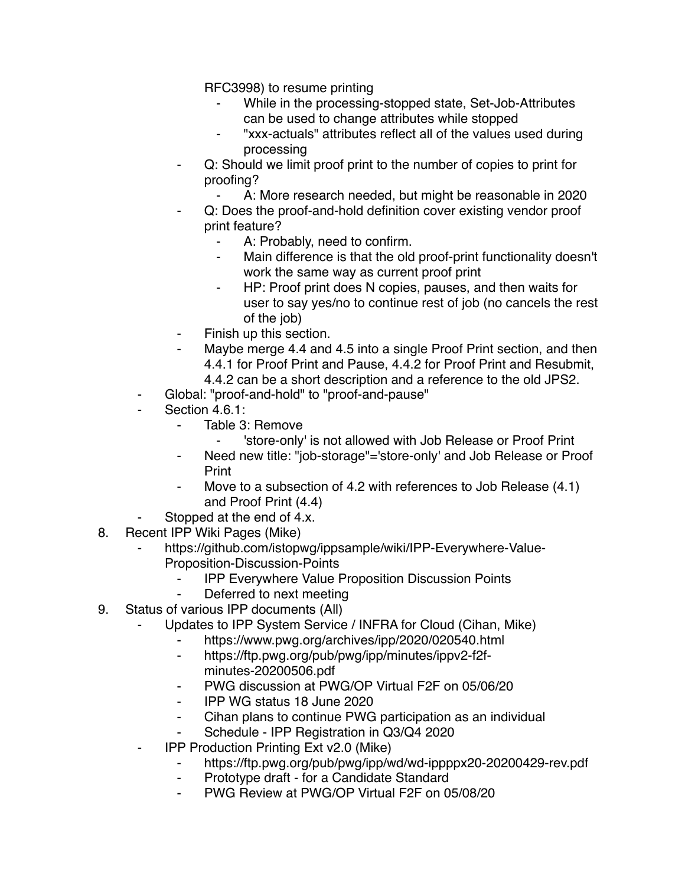RFC3998) to resume printing
            - While in the processing-stopped state, Set-Job-Attributes can be used to change attributes while stopped
            - "xxx-actuals" attributes reflect all of the values used during processing
        - Q: Should we limit proof print to the number of copies to print for proofing?
            - A: More research needed, but might be reasonable in 2020
        - Q: Does the proof-and-hold definition cover existing vendor proof print feature?
            - A: Probably, need to confirm.
            - Main difference is that the old proof-print functionality doesn't work the same way as current proof print
            - HP: Proof print does N copies, pauses, and then waits for user to say yes/no to continue rest of job (no cancels the rest of the job)
        - Finish up this section.
        - Maybe merge 4.4 and 4.5 into a single Proof Print section, and then 4.4.1 for Proof Print and Pause, 4.4.2 for Proof Print and Resubmit, 4.4.2 can be a short description and a reference to the old JPS2.
    - Global: "proof-and-hold" to "proof-and-pause"
    - Section 4.6.1:
        - Table 3: Remove
            - 'store-only' is not allowed with Job Release or Proof Print
        - Need new title: "job-storage"='store-only' and Job Release or Proof Print
        - Move to a subsection of 4.2 with references to Job Release (4.1) and Proof Print (4.4)
    - Stopped at the end of 4.x.

8. Recent IPP Wiki Pages (Mike)
    - https://github.com/istopwg/ippsample/wiki/IPP-Everywhere-Value-Proposition-Discussion-Points
        - IPP Everywhere Value Proposition Discussion Points
        - Deferred to next meeting
9. Status of various IPP documents (All)
    - Updates to IPP System Service / INFRA for Cloud (Cihan, Mike)
        - https://www.pwg.org/archives/ipp/2020/020540.html
        - https://ftp.pwg.org/pub/pwg/ipp/minutes/ippv2-f2f-minutes-20200506.pdf
        - PWG discussion at PWG/OP Virtual F2F on 05/06/20
        - IPP WG status 18 June 2020
        - Cihan plans to continue PWG participation as an individual
        - Schedule - IPP Registration in Q3/Q4 2020
    - IPP Production Printing Ext v2.0 (Mike)
        - https://ftp.pwg.org/pub/pwg/ipp/wd/wd-ippppx20-20200429-rev.pdf
        - Prototype draft - for a Candidate Standard
        - PWG Review at PWG/OP Virtual F2F on 05/08/20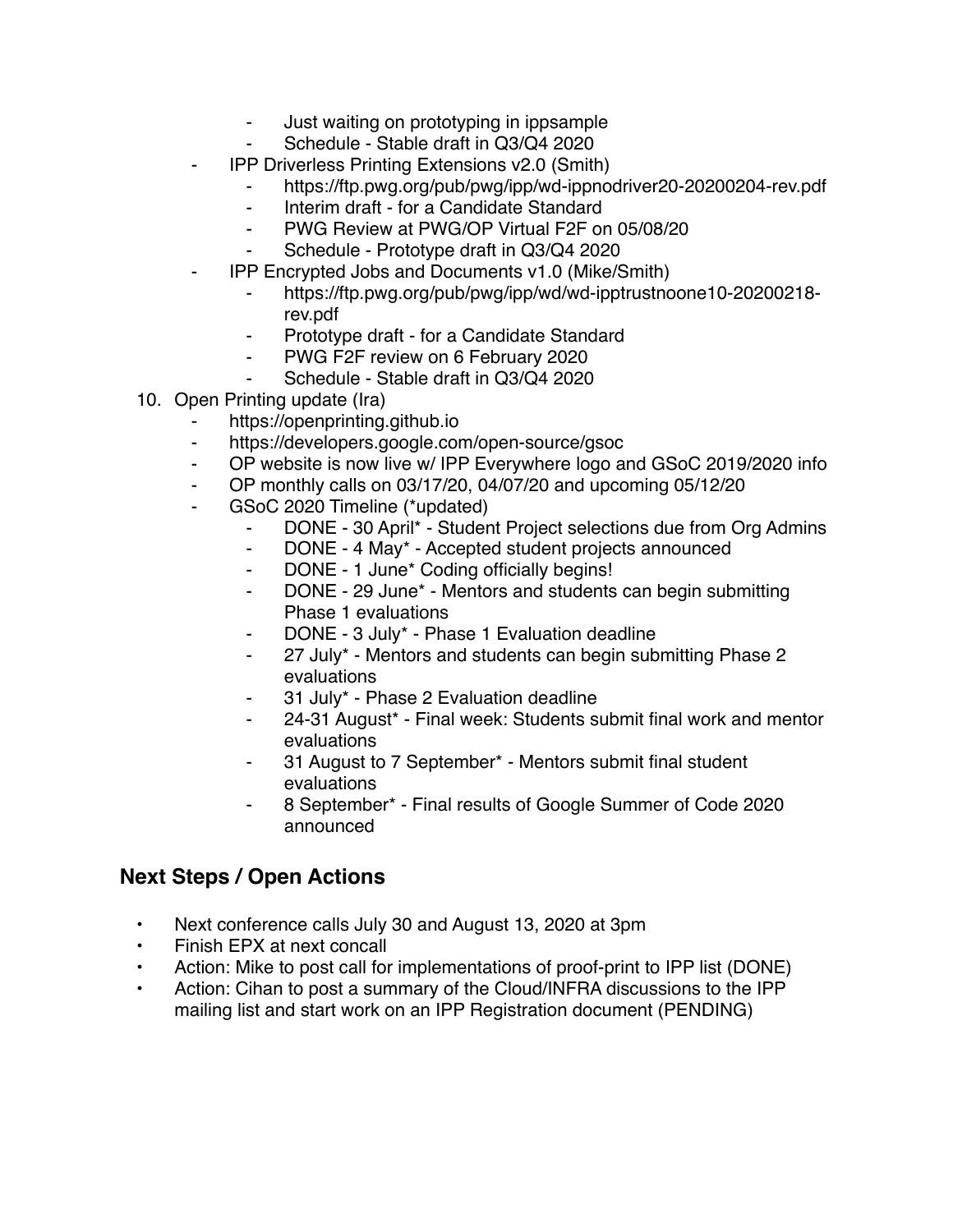- Just waiting on prototyping in ippsample
        - Schedule - Stable draft in Q3/Q4 2020
    - IPP Driverless Printing Extensions v2.0 (Smith)
        - https://ftp.pwg.org/pub/pwg/ipp/wd-ippnodriver20-20200204-rev.pdf
        - Interim draft - for a Candidate Standard
        - PWG Review at PWG/OP Virtual F2F on 05/08/20
        - Schedule - Prototype draft in Q3/Q4 2020
    - IPP Encrypted Jobs and Documents v1.0 (Mike/Smith)
        - https://ftp.pwg.org/pub/pwg/ipp/wd/wd-ipptrustnoone10-20200218-rev.pdf
        - Prototype draft - for a Candidate Standard
        - PWG F2F review on 6 February 2020
        - Schedule - Stable draft in Q3/Q4 2020

10. Open Printing update (Ira)
    - https://openprinting.github.io
    - https://developers.google.com/open-source/gsoc
    - OP website is now live w/ IPP Everywhere logo and GSoC 2019/2020 info
    - OP monthly calls on 03/17/20, 04/07/20 and upcoming 05/12/20
    - GSoC 2020 Timeline (*updated)
        - DONE - 30 April* - Student Project selections due from Org Admins
        - DONE - 4 May* - Accepted student projects announced
        - DONE - 1 June* Coding officially begins!
        - DONE - 29 June* - Mentors and students can begin submitting Phase 1 evaluations
        - DONE - 3 July* - Phase 1 Evaluation deadline
        - 27 July* - Mentors and students can begin submitting Phase 2 evaluations
        - 31 July* - Phase 2 Evaluation deadline
        - 24-31 August* - Final week: Students submit final work and mentor evaluations
        - 31 August to 7 September* - Mentors submit final student evaluations
        - 8 September* - Final results of Google Summer of Code 2020 announced

## Next Steps / Open Actions

- Next conference calls July 30 and August 13, 2020 at 3pm
- Finish EPX at next concall
- Action: Mike to post call for implementations of proof-print to IPP list (DONE)
- Action: Cihan to post a summary of the Cloud/INFRA discussions to the IPP mailing list and start work on an IPP Registration document (PENDING)